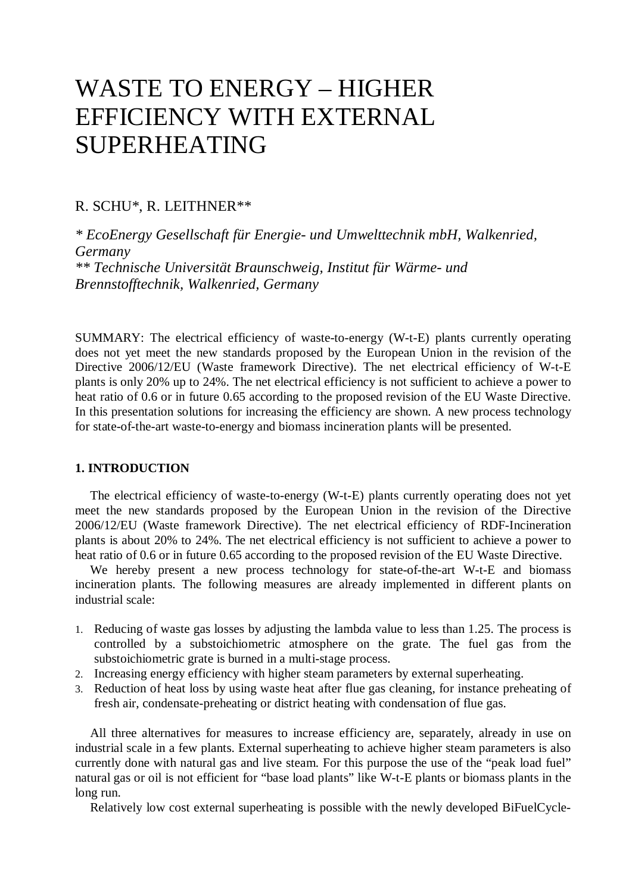# WASTE TO ENERGY – HIGHER EFFICIENCY WITH EXTERNAL SUPERHEATING

R. SCHU*, R. LEITHNER**

*\* EcoEnergy Gesellschaft für Energie- und Umwelttechnik mbH, Walkenried, Germany*
*\*\* Technische Universität Braunschweig, Institut für Wärme- und Brennstofftechnik, Walkenried, Germany*

SUMMARY: The electrical efficiency of waste-to-energy (W-t-E) plants currently operating does not yet meet the new standards proposed by the European Union in the revision of the Directive 2006/12/EU (Waste framework Directive). The net electrical efficiency of W-t-E plants is only 20% up to 24%. The net electrical efficiency is not sufficient to achieve a power to heat ratio of 0.6 or in future 0.65 according to the proposed revision of the EU Waste Directive. In this presentation solutions for increasing the efficiency are shown. A new process technology for state-of-the-art waste-to-energy and biomass incineration plants will be presented.

## 1. INTRODUCTION

The electrical efficiency of waste-to-energy (W-t-E) plants currently operating does not yet meet the new standards proposed by the European Union in the revision of the Directive 2006/12/EU (Waste framework Directive). The net electrical efficiency of RDF-Incineration plants is about 20% to 24%. The net electrical efficiency is not sufficient to achieve a power to heat ratio of 0.6 or in future 0.65 according to the proposed revision of the EU Waste Directive.

We hereby present a new process technology for state-of-the-art W-t-E and biomass incineration plants. The following measures are already implemented in different plants on industrial scale:

1. Reducing of waste gas losses by adjusting the lambda value to less than 1.25. The process is controlled by a substoichiometric atmosphere on the grate. The fuel gas from the substoichiometric grate is burned in a multi-stage process.
2. Increasing energy efficiency with higher steam parameters by external superheating.
3. Reduction of heat loss by using waste heat after flue gas cleaning, for instance preheating of fresh air, condensate-preheating or district heating with condensation of flue gas.

All three alternatives for measures to increase efficiency are, separately, already in use on industrial scale in a few plants. External superheating to achieve higher steam parameters is also currently done with natural gas and live steam. For this purpose the use of the "peak load fuel" natural gas or oil is not efficient for "base load plants" like W-t-E plants or biomass plants in the long run.

Relatively low cost external superheating is possible with the newly developed BiFuelCycle-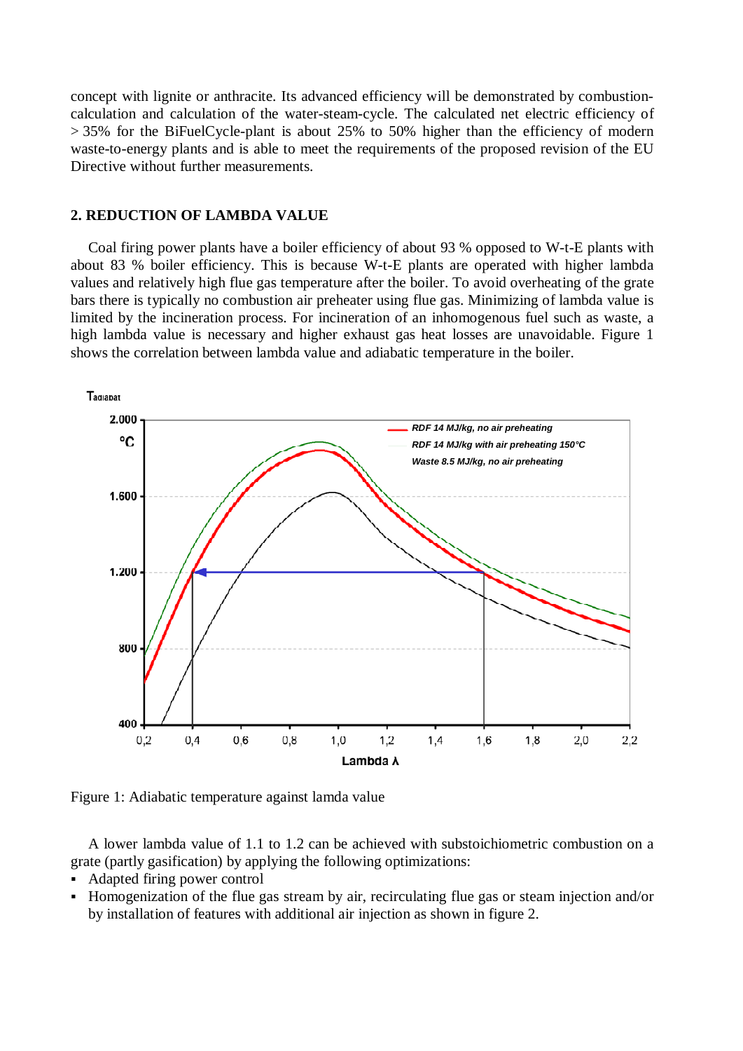concept with lignite or anthracite. Its advanced efficiency will be demonstrated by combustion-calculation and calculation of the water-steam-cycle. The calculated net electric efficiency of > 35% for the BiFuelCycle-plant is about 25% to 50% higher than the efficiency of modern waste-to-energy plants and is able to meet the requirements of the proposed revision of the EU Directive without further measurements.

## 2. REDUCTION OF LAMBDA VALUE

Coal firing power plants have a boiler efficiency of about 93 % opposed to W-t-E plants with about 83 % boiler efficiency. This is because W-t-E plants are operated with higher lambda values and relatively high flue gas temperature after the boiler. To avoid overheating of the grate bars there is typically no combustion air preheater using flue gas. Minimizing of lambda value is limited by the incineration process. For incineration of an inhomogenous fuel such as waste, a high lambda value is necessary and higher exhaust gas heat losses are unavoidable. Figure 1 shows the correlation between lambda value and adiabatic temperature in the boiler.

Figure 1: Adiabatic temperature against lamda value

A lower lambda value of 1.1 to 1.2 can be achieved with substoichiometric combustion on a grate (partly gasification) by applying the following optimizations:

- Adapted firing power control
- Homogenization of the flue gas stream by air, recirculating flue gas or steam injection and/or by installation of features with additional air injection as shown in figure 2.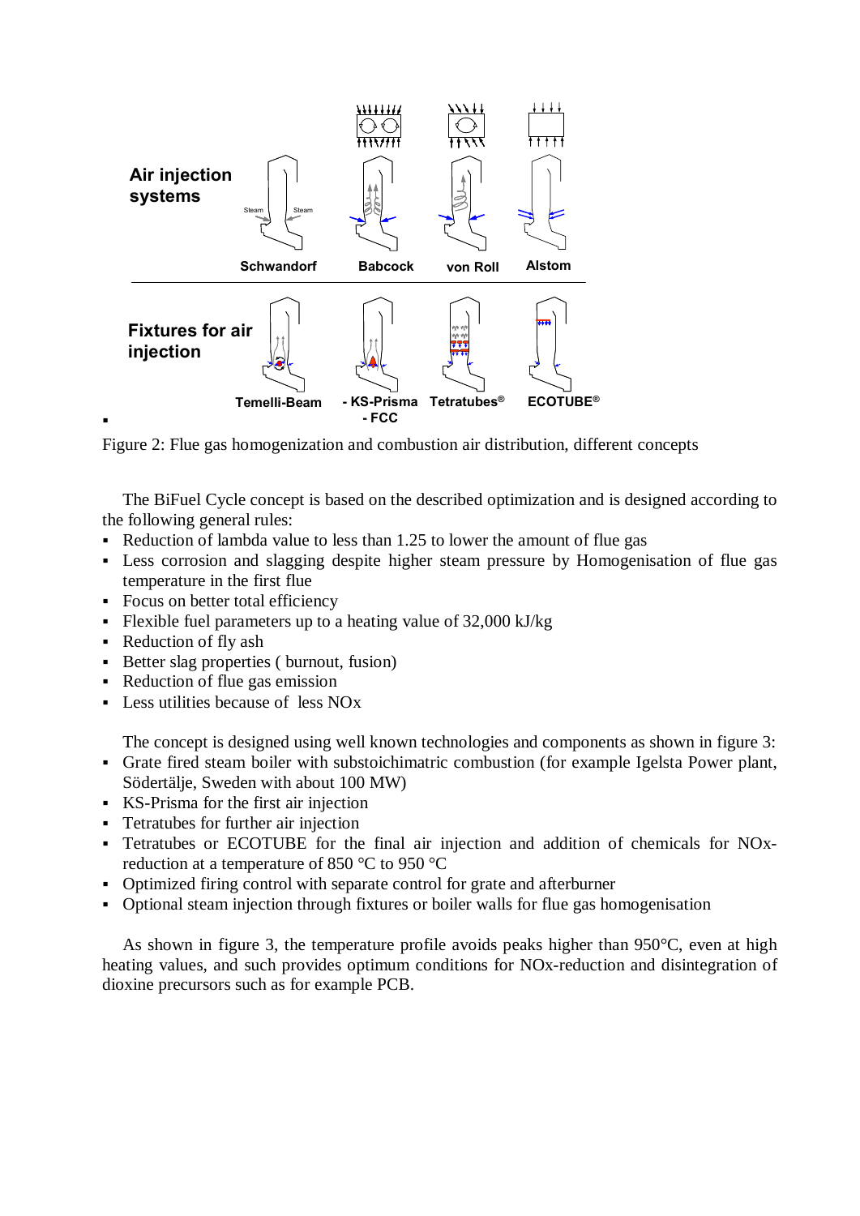Figure 2: Flue gas homogenization and combustion air distribution, different concepts

The BiFuel Cycle concept is based on the described optimization and is designed according to the following general rules:

- Reduction of lambda value to less than 1.25 to lower the amount of flue gas
- Less corrosion and slagging despite higher steam pressure by Homogenisation of flue gas temperature in the first flue
- Focus on better total efficiency
- Flexible fuel parameters up to a heating value of 32,000 kJ/kg
- Reduction of fly ash
- Better slag properties ( burnout, fusion)
- Reduction of flue gas emission
- Less utilities because of less NOx

The concept is designed using well known technologies and components as shown in figure 3:

- Grate fired steam boiler with substoichimatric combustion (for example Igelsta Power plant, Södertälje, Sweden with about 100 MW)
- KS-Prisma for the first air injection
- Tetratubes for further air injection
- Tetratubes or ECOTUBE for the final air injection and addition of chemicals for NOx-reduction at a temperature of 850 °C to 950 °C
- Optimized firing control with separate control for grate and afterburner
- Optional steam injection through fixtures or boiler walls for flue gas homogenisation

As shown in figure 3, the temperature profile avoids peaks higher than 950°C, even at high heating values, and such provides optimum conditions for NOx-reduction and disintegration of dioxine precursors such as for example PCB.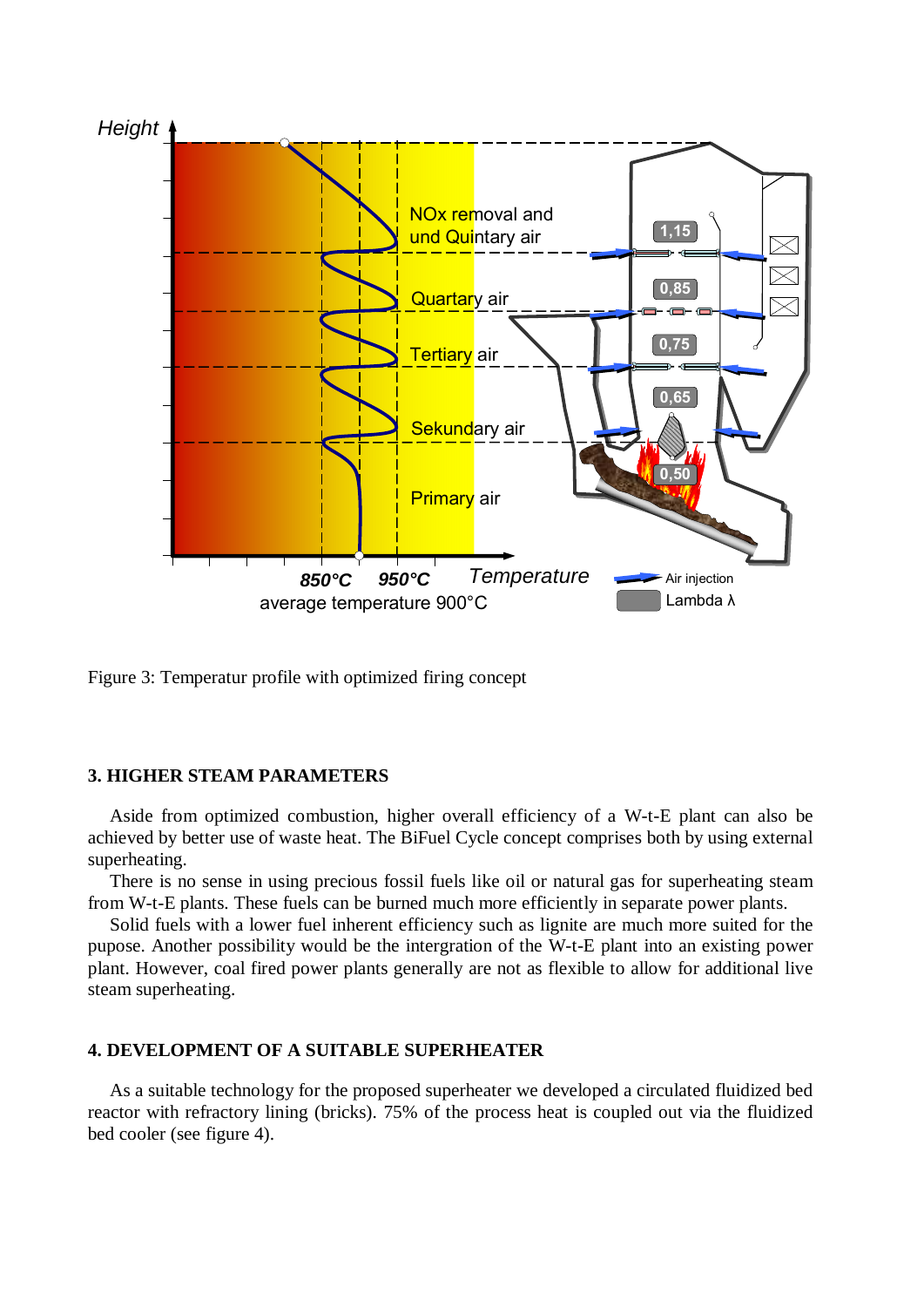Figure 3: Temperatur profile with optimized firing concept

### 3. HIGHER STEAM PARAMETERS

Aside from optimized combustion, higher overall efficiency of a W-t-E plant can also be achieved by better use of waste heat. The BiFuel Cycle concept comprises both by using external superheating.

There is no sense in using precious fossil fuels like oil or natural gas for superheating steam from W-t-E plants. These fuels can be burned much more efficiently in separate power plants.

Solid fuels with a lower fuel inherent efficiency such as lignite are much more suited for the pupose. Another possibility would be the intergration of the W-t-E plant into an existing power plant. However, coal fired power plants generally are not as flexible to allow for additional live steam superheating.

### 4. DEVELOPMENT OF A SUITABLE SUPERHEATER

As a suitable technology for the proposed superheater we developed a circulated fluidized bed reactor with refractory lining (bricks). 75% of the process heat is coupled out via the fluidized bed cooler (see figure 4).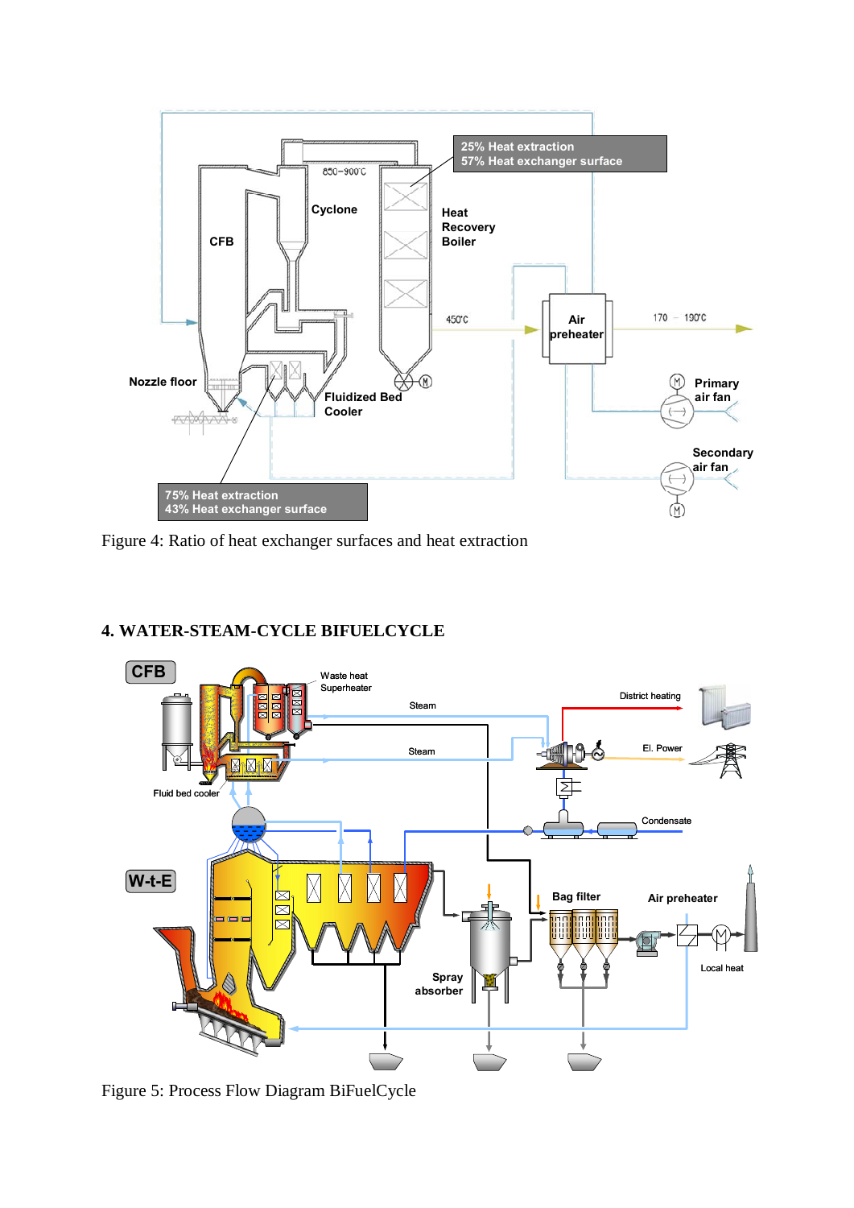Figure 4: Ratio of heat exchanger surfaces and heat extraction

## 4. WATER-STEAM-CYCLE BIFUELCYCLE

Figure 5: Process Flow Diagram BiFuelCycle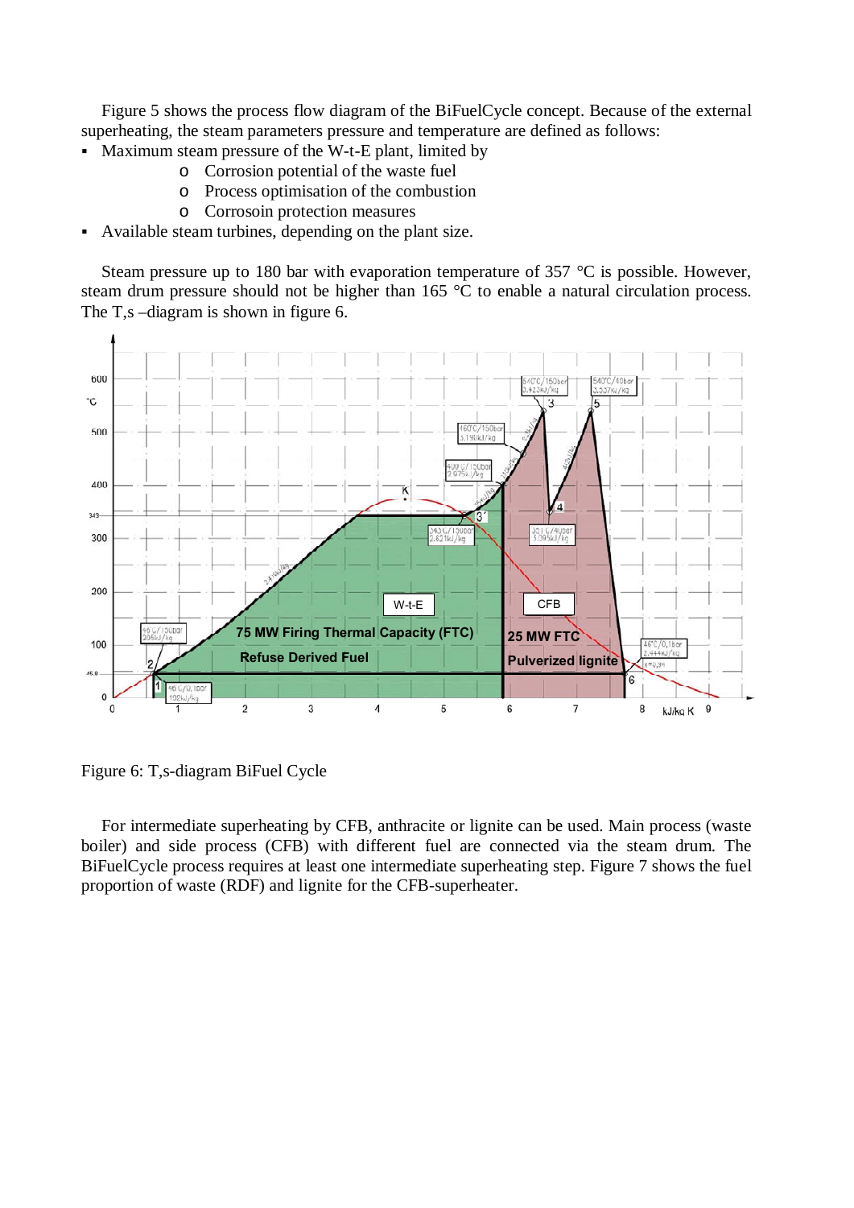Figure 5 shows the process flow diagram of the BiFuelCycle concept. Because of the external superheating, the steam parameters pressure and temperature are defined as follows:

- Maximum steam pressure of the W-t-E plant, limited by
  - Corrosion potential of the waste fuel
  - Process optimisation of the combustion
  - Corrosoin protection measures
- Available steam turbines, depending on the plant size.

Steam pressure up to 180 bar with evaporation temperature of 357 °C is possible. However, steam drum pressure should not be higher than 165 °C to enable a natural circulation process. The T,s –diagram is shown in figure 6.

Figure 6: T,s-diagram BiFuel Cycle

For intermediate superheating by CFB, anthracite or lignite can be used. Main process (waste boiler) and side process (CFB) with different fuel are connected via the steam drum. The BiFuelCycle process requires at least one intermediate superheating step. Figure 7 shows the fuel proportion of waste (RDF) and lignite for the CFB-superheater.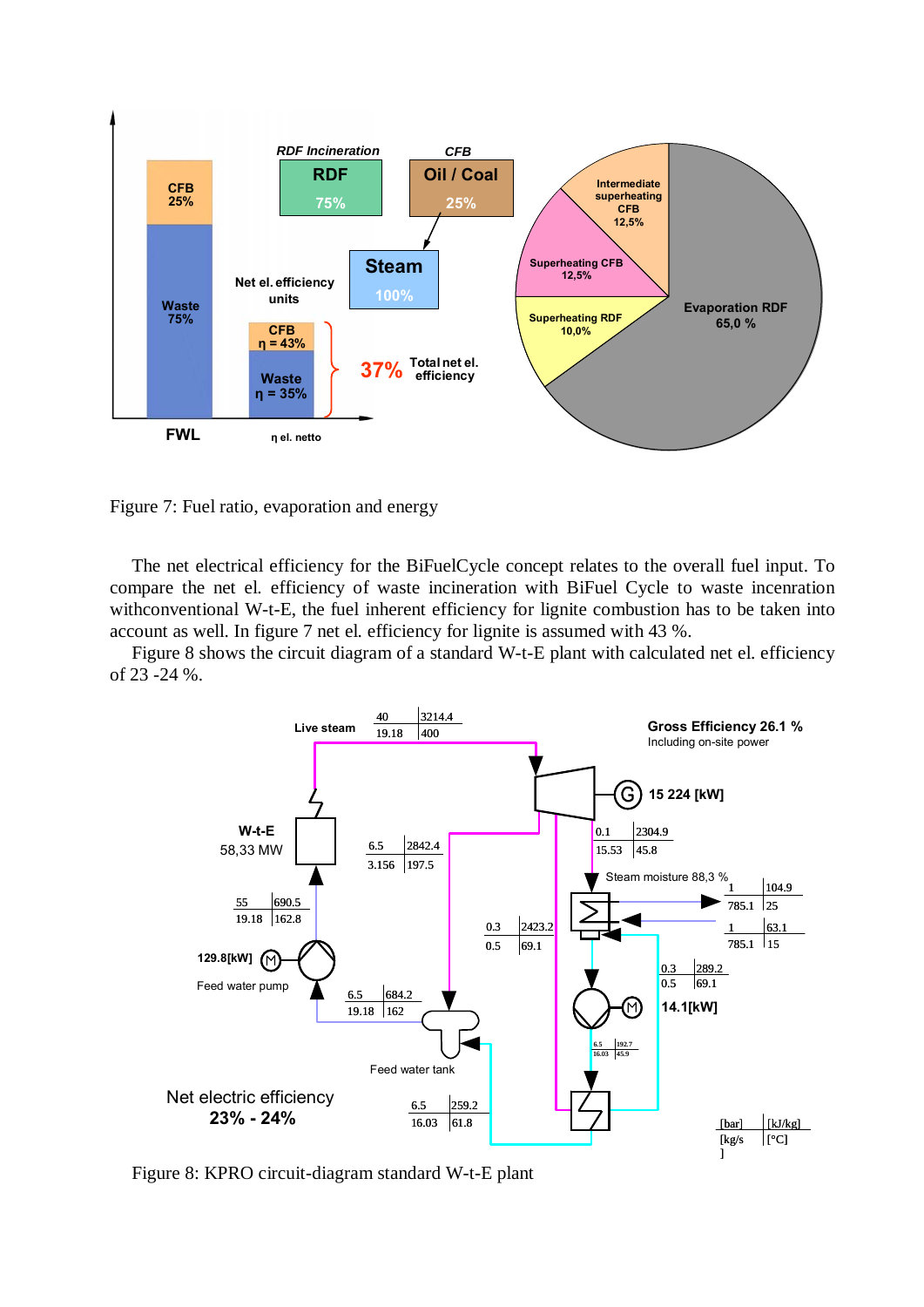Figure 7: Fuel ratio, evaporation and energy

The net electrical efficiency for the BiFuelCycle concept relates to the overall fuel input. To compare the net el. efficiency of waste incineration with BiFuel Cycle to waste incenration withconventional W-t-E, the fuel inherent efficiency for lignite combustion has to be taken into account as well. In figure 7 net el. efficiency for lignite is assumed with 43 %.

Figure 8 shows the circuit diagram of a standard W-t-E plant with calculated net el. efficiency of 23 -24 %.

Figure 8: KPRO circuit-diagram standard W-t-E plant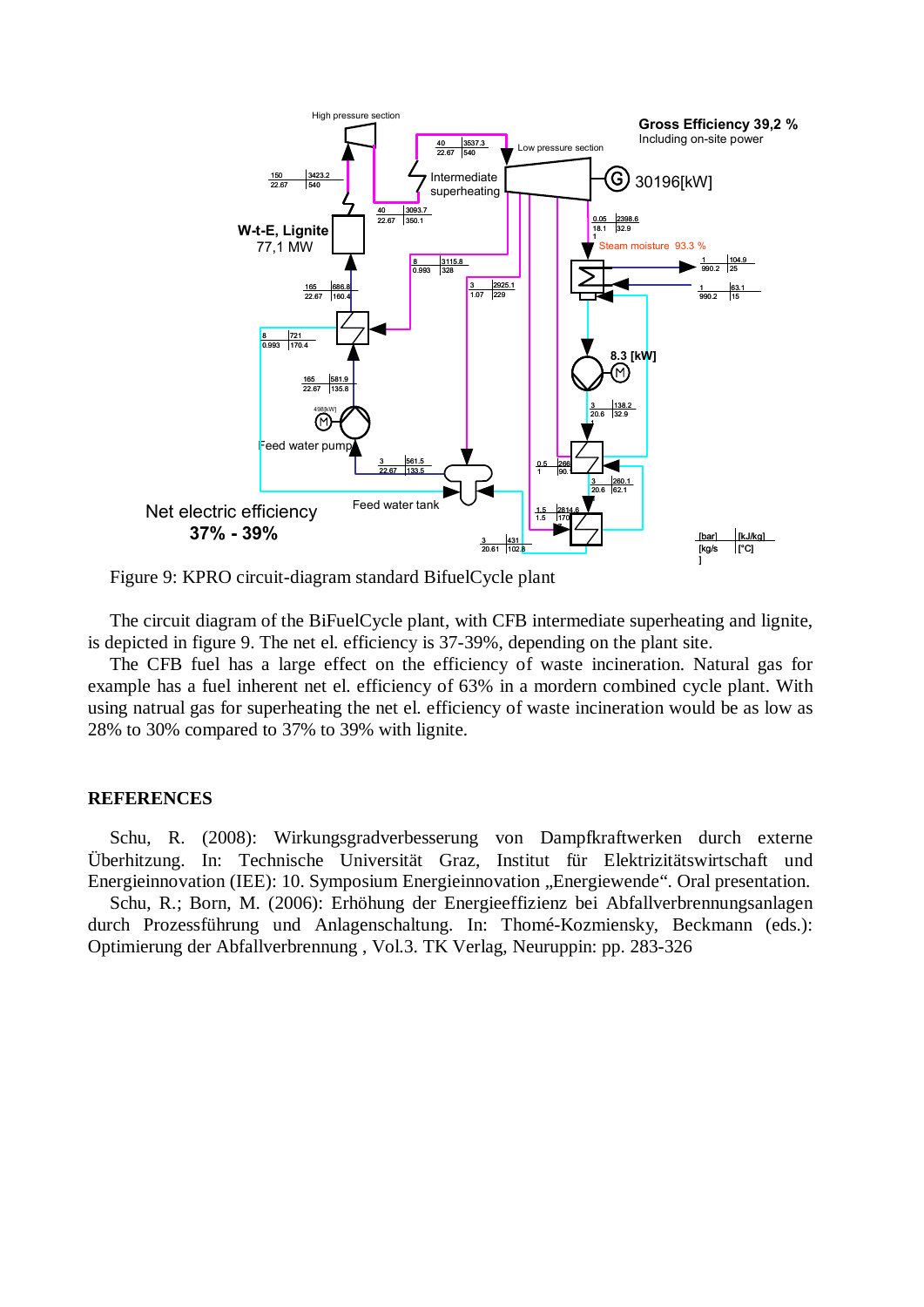High pressure section

Gross Efficiency 39,2 %
Including on-site power

Low pressure section

Intermediate superheating

30196[kW]

W-t-E, Lignite
77,1 MW

Steam moisture 93.3 %

8.3 [kW]

Feed water pump

Feed water tank

Net electric efficiency
37% - 39%

[bar] [kJ/kg]
[kg/s] [°C]

Figure 9: KPRO circuit-diagram standard BifuelCycle plant

The circuit diagram of the BiFuelCycle plant, with CFB intermediate superheating and lignite, is depicted in figure 9. The net el. efficiency is 37-39%, depending on the plant site.

The CFB fuel has a large effect on the efficiency of waste incineration. Natural gas for example has a fuel inherent net el. efficiency of 63% in a mordern combined cycle plant. With using natrual gas for superheating the net el. efficiency of waste incineration would be as low as 28% to 30% compared to 37% to 39% with lignite.

## REFERENCES

Schu, R. (2008): Wirkungsgradverbesserung von Dampfkraftwerken durch externe Überhitzung. In: Technische Universität Graz, Institut für Elektrizitätswirtschaft und Energieinnovation (IEE): 10. Symposium Energieinnovation „Energiewende". Oral presentation.

Schu, R.; Born, M. (2006): Erhöhung der Energieeffizienz bei Abfallverbrennungsanlagen durch Prozessführung und Anlagenschaltung. In: Thomé-Kozmiensky, Beckmann (eds.): Optimierung der Abfallverbrennung , Vol.3. TK Verlag, Neuruppin: pp. 283-326